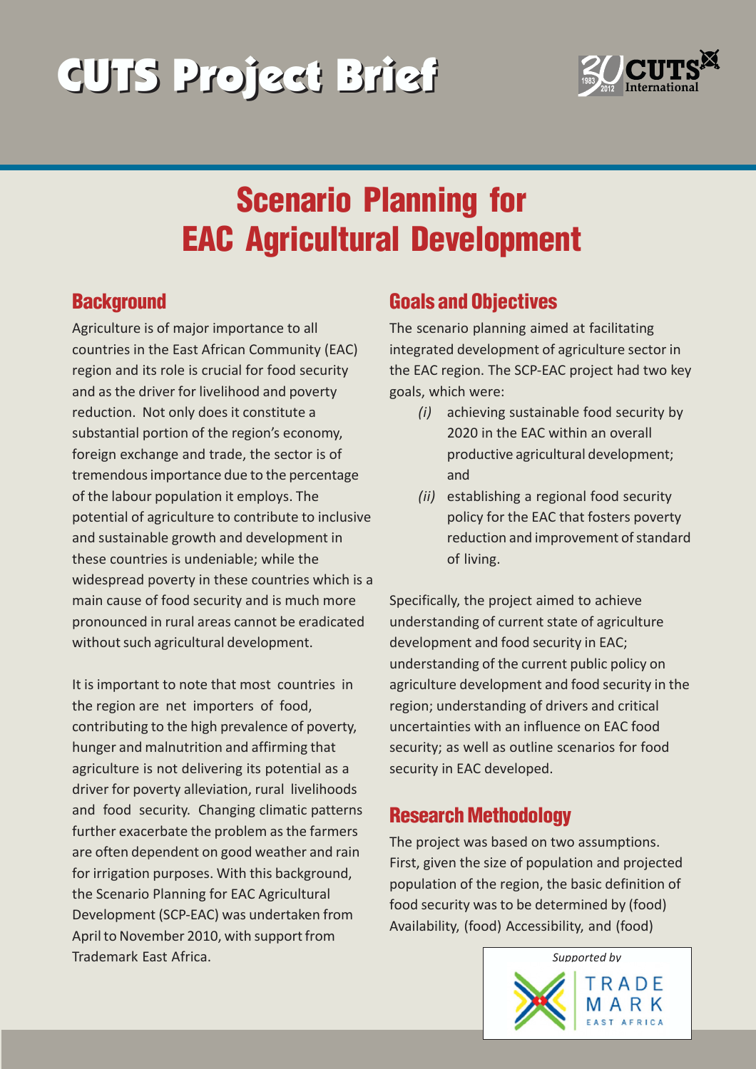# CUTS Project Brief

# Scenario Planning for EAC Agricultural Development

## Background

Agriculture is of major importance to all countries in the East African Community (EAC) region and its role is crucial for food security and as the driver for livelihood and poverty reduction. Not only does it constitute a substantial portion of the region's economy, foreign exchange and trade, the sector is of tremendous importance due to the percentage of the labour population it employs. The potential of agriculture to contribute to inclusive and sustainable growth and development in these countries is undeniable; while the widespread poverty in these countries which is a main cause of food security and is much more pronounced in rural areas cannot be eradicated without such agricultural development.

It is important to note that most countries in the region are net importers of food, contributing to the high prevalence of poverty, hunger and malnutrition and affirming that agriculture is not delivering its potential as a driver for poverty alleviation, rural livelihoods and food security. Changing climatic patterns further exacerbate the problem as the farmers are often dependent on good weather and rain for irrigation purposes. With this background, the Scenario Planning for EAC Agricultural Development (SCP-EAC) was undertaken from April to November 2010, with support from Trademark East Africa.

## Goals and Objectives

The scenario planning aimed at facilitating integrated development of agriculture sector in the EAC region. The SCP-EAC project had two key goals, which were:

*(i)* achieving sustainable food security by 2020 in the EAC within an overall productive agricultural development; and

*(ii)* establishing a regional food security policy for the EAC that fosters poverty reduction and improvement of standard of living.

Specifically, the project aimed to achieve understanding of current state of agriculture development and food security in EAC; understanding of the current public policy on agriculture development and food security in the region; understanding of drivers and critical uncertainties with an influence on EAC food security; as well as outline scenarios for food security in EAC developed.

## Research Methodology

The project was based on two assumptions. First, given the size of population and projected population of the region, the basic definition of food security was to be determined by (food) Availability, (food) Accessibility, and (food)

*Supported by*

TRADE MARK EAST AFRICA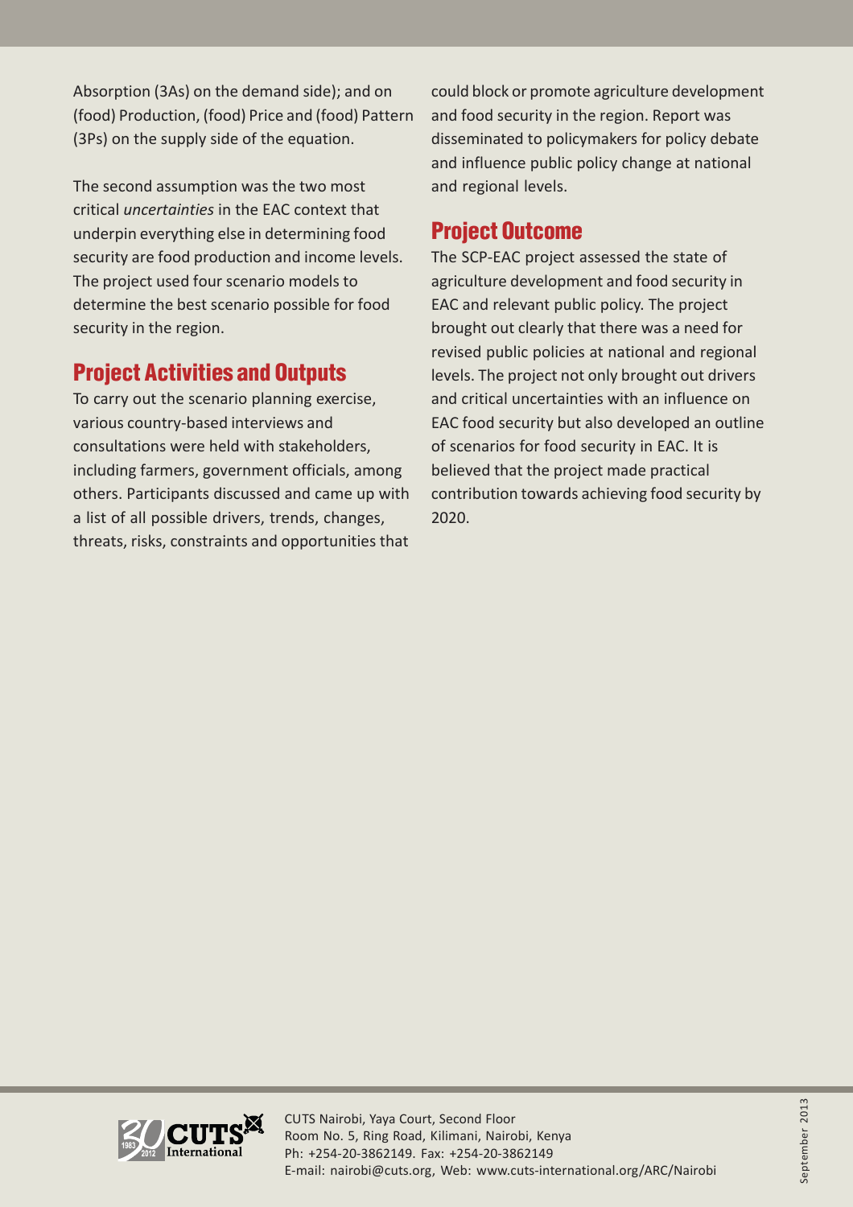Absorption (3As) on the demand side); and on (food) Production, (food) Price and (food) Pattern (3Ps) on the supply side of the equation.

The second assumption was the two most critical *uncertainties* in the EAC context that underpin everything else in determining food security are food production and income levels. The project used four scenario models to determine the best scenario possible for food security in the region.

## Project Activities and Outputs

To carry out the scenario planning exercise, various country-based interviews and consultations were held with stakeholders, including farmers, government officials, among others. Participants discussed and came up with a list of all possible drivers, trends, changes, threats, risks, constraints and opportunities that could block or promote agriculture development and food security in the region. Report was disseminated to policymakers for policy debate and influence public policy change at national and regional levels.

## Project Outcome

The SCP-EAC project assessed the state of agriculture development and food security in EAC and relevant public policy. The project brought out clearly that there was a need for revised public policies at national and regional levels. The project not only brought out drivers and critical uncertainties with an influence on EAC food security but also developed an outline of scenarios for food security in EAC. It is believed that the project made practical contribution towards achieving food security by 2020.

CUTS Nairobi, Yaya Court, Second Floor
Room No. 5, Ring Road, Kilimani, Nairobi, Kenya
Ph: +254-20-3862149. Fax: +254-20-3862149
E-mail: nairobi@cuts.org, Web: www.cuts-international.org/ARC/Nairobi

September 2013